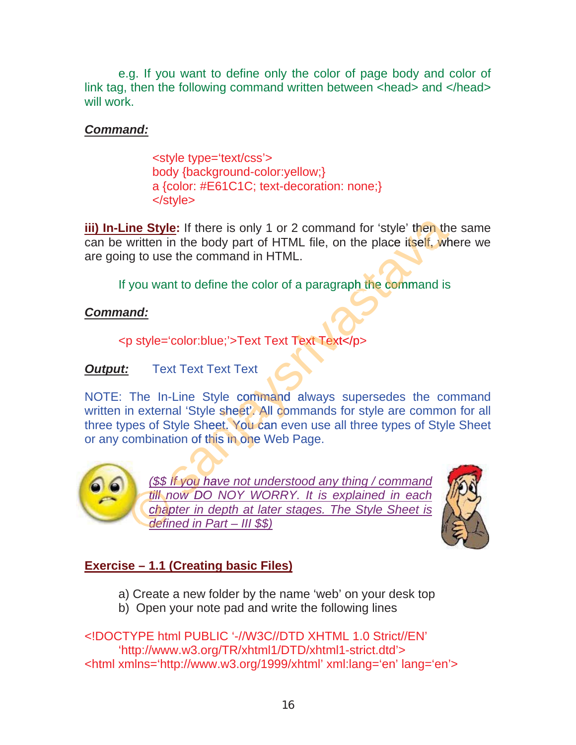e.g. If you want to define only the color of page body and color of link tag, then the following command written between <head> and </head> will work.

***Command:***

```
<style type='text/css'>
body {background-color:yellow;}
a {color: #E61C1C; text-decoration: none;}
</style>
```

**iii) In-Line Style:** If there is only 1 or 2 command for 'style' then the same can be written in the body part of HTML file, on the place itself, where we are going to use the command in HTML.

If you want to define the color of a paragraph the command is

***Command:***

```
<p style='color:blue;'>Text Text Text Text</p>
```

***Output:*** Text Text Text Text

NOTE: The In-Line Style command always supersedes the command written in external 'Style sheet' All commands for style are common for all three types of Style Sheet. You can even use all three types of Style Sheet or any combination of this in one Web Page.

*($$ If you have not understood any thing / command till now DO NOY WORRY. It is explained in each chapter in depth at later stages. The Style Sheet is defined in Part – III $$)*

## Exercise – 1.1 (Creating basic Files)

a) Create a new folder by the name 'web' on your desk top
b) Open your note pad and write the following lines

```
<!DOCTYPE html PUBLIC '-//W3C//DTD XHTML 1.0 Strict//EN'
    'http://www.w3.org/TR/xhtml1/DTD/xhtml1-strict.dtd'>
<html xmlns='http://www.w3.org/1999/xhtml' xml:lang='en' lang='en'>
```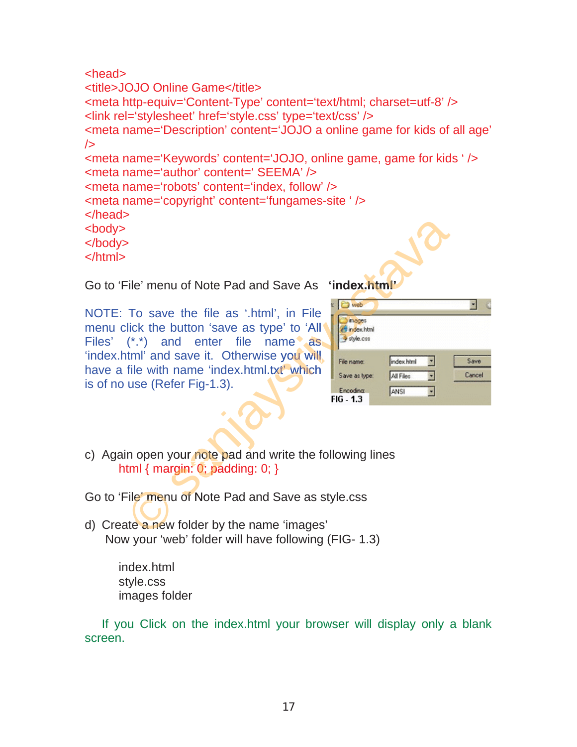```
<head>
<title>JOJO Online Game</title>
<meta http-equiv='Content-Type' content='text/html; charset=utf-8' />
<link rel='stylesheet' href='style.css' type='text/css' />
<meta name='Description' content='JOJO a online game for kids of all age' />
<meta name='Keywords' content='JOJO, online game, game for kids ' />
<meta name='author' content=' SEEMA' />
<meta name='robots' content='index, follow' />
<meta name='copyright' content='fungames-site ' />
</head>
<body>
</body>
</html>
```

Go to 'File' menu of Note Pad and Save As **'index.html'**

NOTE: To save the file as '.html', in File menu click the button 'save as type' to 'All Files' (\*.\*) and enter file name as 'index.html' and save it. Otherwise you will have a file with name 'index.html.txt' which is of no use (Refer Fig-1.3).

FIG - 1.3

c) Again open your note pad and write the following lines

```
html { margin: 0; padding: 0; }
```

Go to 'File' menu of Note Pad and Save as style.css

d) Create a new folder by the name 'images'
   Now your 'web' folder will have following (FIG- 1.3)

   index.html
   style.css
   images folder

If you Click on the index.html your browser will display only a blank screen.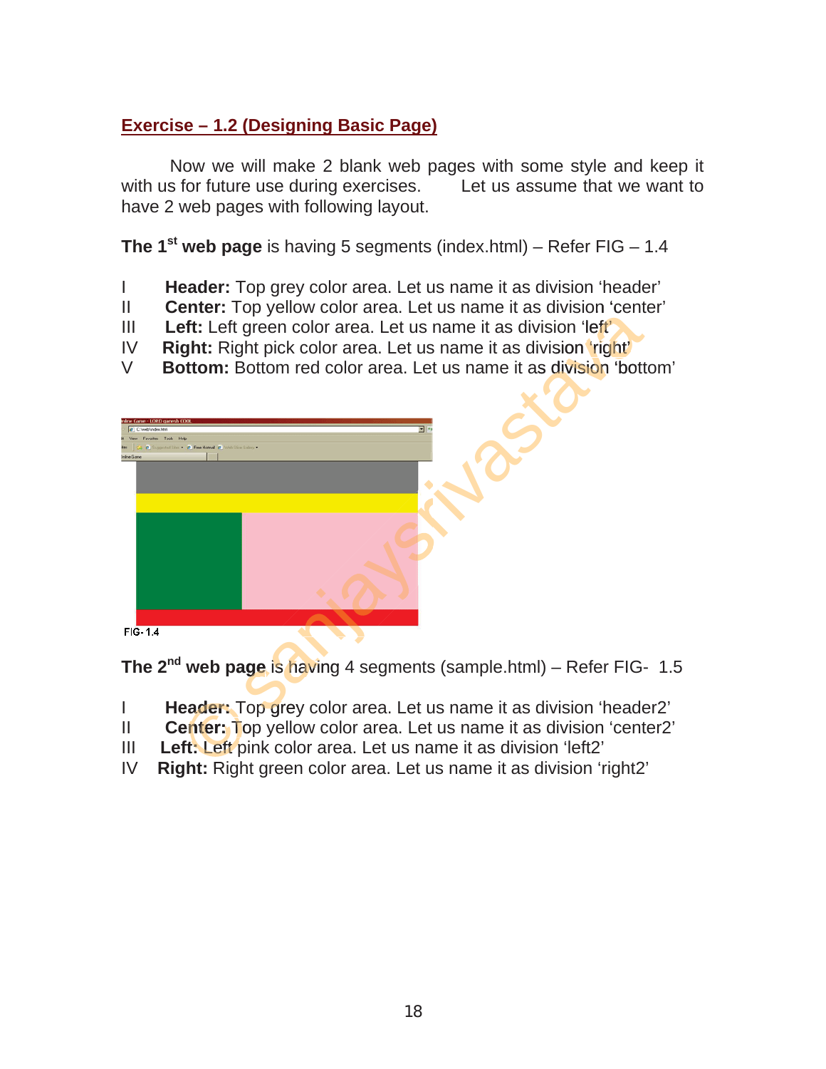## Exercise – 1.2 (Designing Basic Page)

Now we will make 2 blank web pages with some style and keep it with us for future use during exercises. Let us assume that we want to have 2 web pages with following layout.

**The 1st web page** is having 5 segments (index.html) – Refer FIG – 1.4

I **Header:** Top grey color area. Let us name it as division 'header'
II **Center:** Top yellow color area. Let us name it as division 'center'
III **Left:** Left green color area. Let us name it as division 'left'
IV **Right:** Right pick color area. Let us name it as division 'right'
V **Bottom:** Bottom red color area. Let us name it as division 'bottom'

FIG- 1.4

**The 2nd web page** is having 4 segments (sample.html) – Refer FIG- 1.5

I **Header:** Top grey color area. Let us name it as division 'header2'
II **Center:** Top yellow color area. Let us name it as division 'center2'
III **Left:** Left pink color area. Let us name it as division 'left2'
IV **Right:** Right green color area. Let us name it as division 'right2'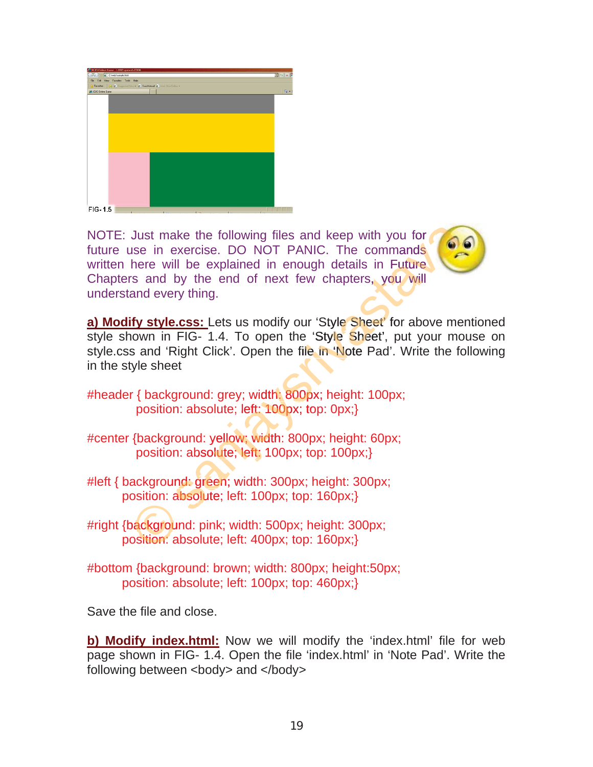FIG- 1.5

NOTE: Just make the following files and keep with you for future use in exercise. DO NOT PANIC. The commands written here will be explained in enough details in Future Chapters and by the end of next few chapters, you will understand every thing.

**a) Modify style.css:** Lets us modify our 'Style Sheet' for above mentioned style shown in FIG- 1.4. To open the 'Style Sheet', put your mouse on style.css and 'Right Click'. Open the file in 'Note Pad'. Write the following in the style sheet

```
#header { background: grey; width: 800px; height: 100px;
          position: absolute; left: 100px; top: 0px;}

#center {background: yellow; width: 800px; height: 60px;
          position: absolute; left: 100px; top: 100px;}

#left { background: green; width: 300px; height: 300px;
        position: absolute; left: 100px; top: 160px;}

#right {background: pink; width: 500px; height: 300px;
        position: absolute; left: 400px; top: 160px;}

#bottom {background: brown; width: 800px; height:50px;
        position: absolute; left: 100px; top: 460px;}
```

Save the file and close.

**b) Modify index.html:** Now we will modify the 'index.html' file for web page shown in FIG- 1.4. Open the file 'index.html' in 'Note Pad'. Write the following between <body> and </body>